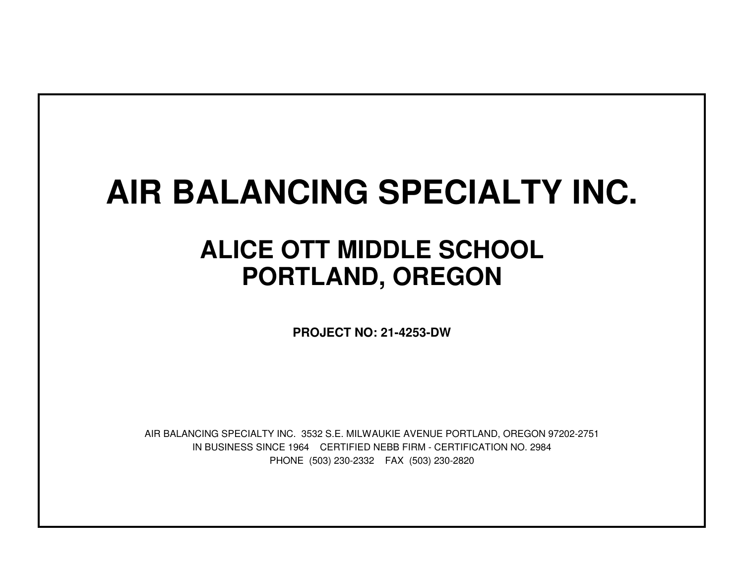# AIR BALANCING SPECIALTY INC.

## ALICE OTT MIDDLE SCHOOL
## PORTLAND, OREGON

**PROJECT NO: 21-4253-DW**

AIR BALANCING SPECIALTY INC. 3532 S.E. MILWAUKIE AVENUE PORTLAND, OREGON 97202-2751

IN BUSINESS SINCE 1964 CERTIFIED NEBB FIRM - CERTIFICATION NO. 2984

PHONE (503) 230-2332 FAX (503) 230-2820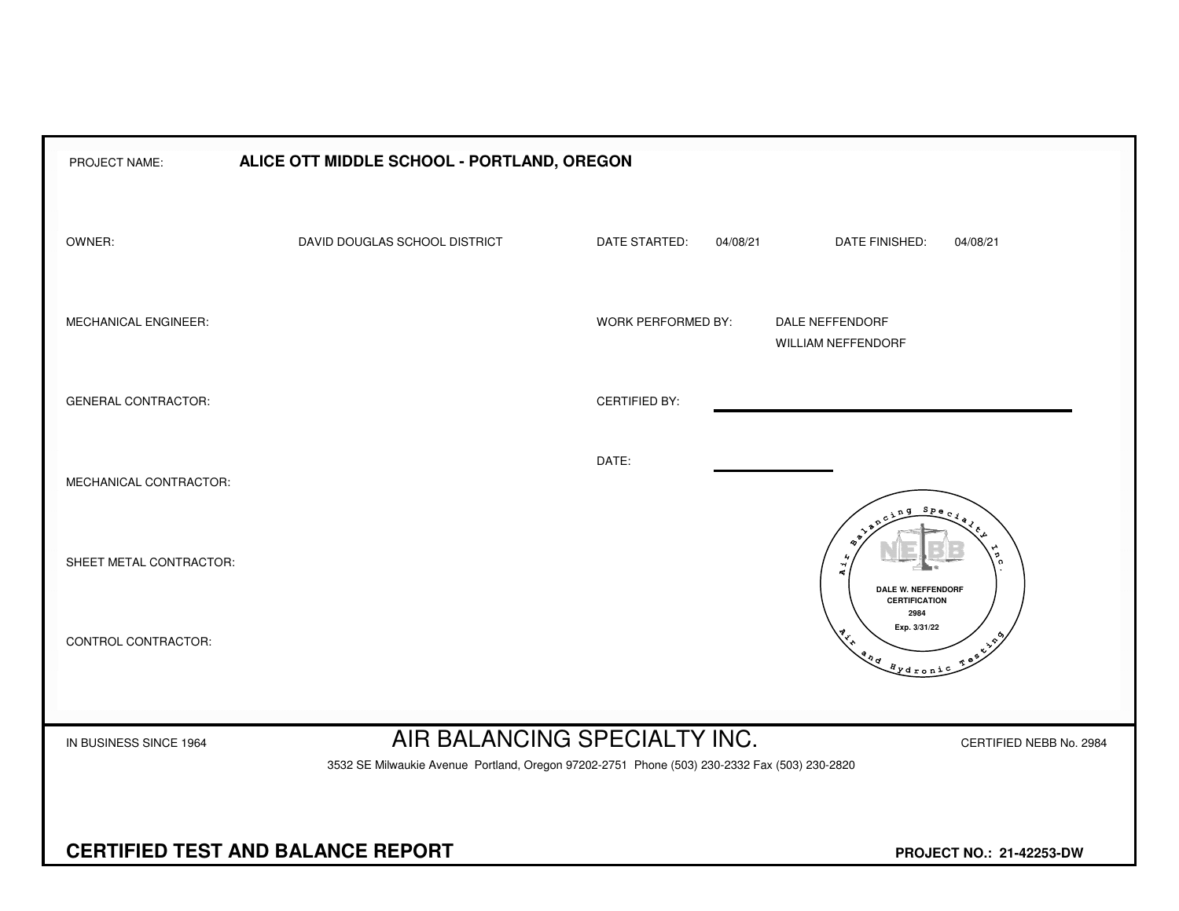PROJECT NAME: **ALICE OTT MIDDLE SCHOOL - PORTLAND, OREGON**

| | | | | | |
|---|---|---|---|---|---|
| OWNER: | DAVID DOUGLAS SCHOOL DISTRICT | DATE STARTED: | 04/08/21 | DATE FINISHED: | 04/08/21 |
| MECHANICAL ENGINEER: | | WORK PERFORMED BY: | DALE NEFFENDORF<br>WILLIAM NEFFENDORF | | |
| GENERAL CONTRACTOR: | | CERTIFIED BY: | | | |
| MECHANICAL CONTRACTOR: | | DATE: | | | |
| SHEET METAL CONTRACTOR: | | | | | |
| CONTROL CONTRACTOR: | | | | | |

Air Balancing Specialty Inc. — Air and Hydronic Testing
NEBB
DALE W. NEFFENDORF
CERTIFICATION
2984
Exp. 3/31/22

IN BUSINESS SINCE 1964

# AIR BALANCING SPECIALTY INC.

CERTIFIED NEBB No. 2984

3532 SE Milwaukie Avenue Portland, Oregon 97202-2751 Phone (503) 230-2332 Fax (503) 230-2820

**CERTIFIED TEST AND BALANCE REPORT**

**PROJECT NO.: 21-42253-DW**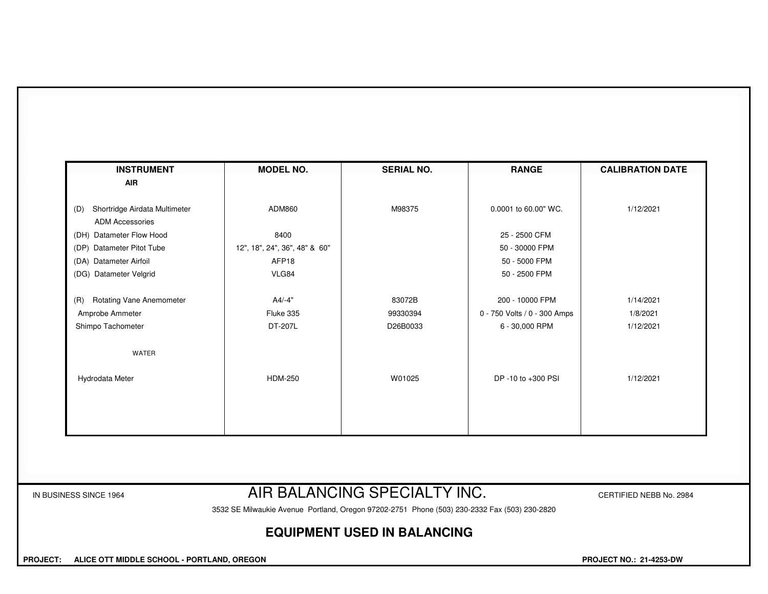| INSTRUMENT | MODEL NO. | SERIAL NO. | RANGE | CALIBRATION DATE |
|---|---|---|---|---|
| **AIR** | | | | |
| (D) Shortridge Airdata Multimeter | ADM860 | M98375 | 0.0001 to 60.00" WC. | 1/12/2021 |
| ADM Accessories | | | | |
| (DH) Datameter Flow Hood | 8400 | | 25 - 2500 CFM | |
| (DP) Datameter Pitot Tube | 12", 18", 24", 36", 48" & 60" | | 50 - 30000 FPM | |
| (DA) Datameter Airfoil | AFP18 | | 50 - 5000 FPM | |
| (DG) Datameter Velgrid | VLG84 | | 50 - 2500 FPM | |
| (R) Rotating Vane Anemometer | A4/-4" | 83072B | 200 - 10000 FPM | 1/14/2021 |
| Amprobe Ammeter | Fluke 335 | 99330394 | 0 - 750 Volts / 0 - 300 Amps | 1/8/2021 |
| Shimpo Tachometer | DT-207L | D26B0033 | 6 - 30,000 RPM | 1/12/2021 |
| WATER | | | | |
| Hydrodata Meter | HDM-250 | W01025 | DP -10 to +300 PSI | 1/12/2021 |

IN BUSINESS SINCE 1964

# AIR BALANCING SPECIALTY INC.

CERTIFIED NEBB No. 2984

3532 SE Milwaukie Avenue Portland, Oregon 97202-2751 Phone (503) 230-2332 Fax (503) 230-2820

## EQUIPMENT USED IN BALANCING

**PROJECT: ALICE OTT MIDDLE SCHOOL - PORTLAND, OREGON**

**PROJECT NO.: 21-4253-DW**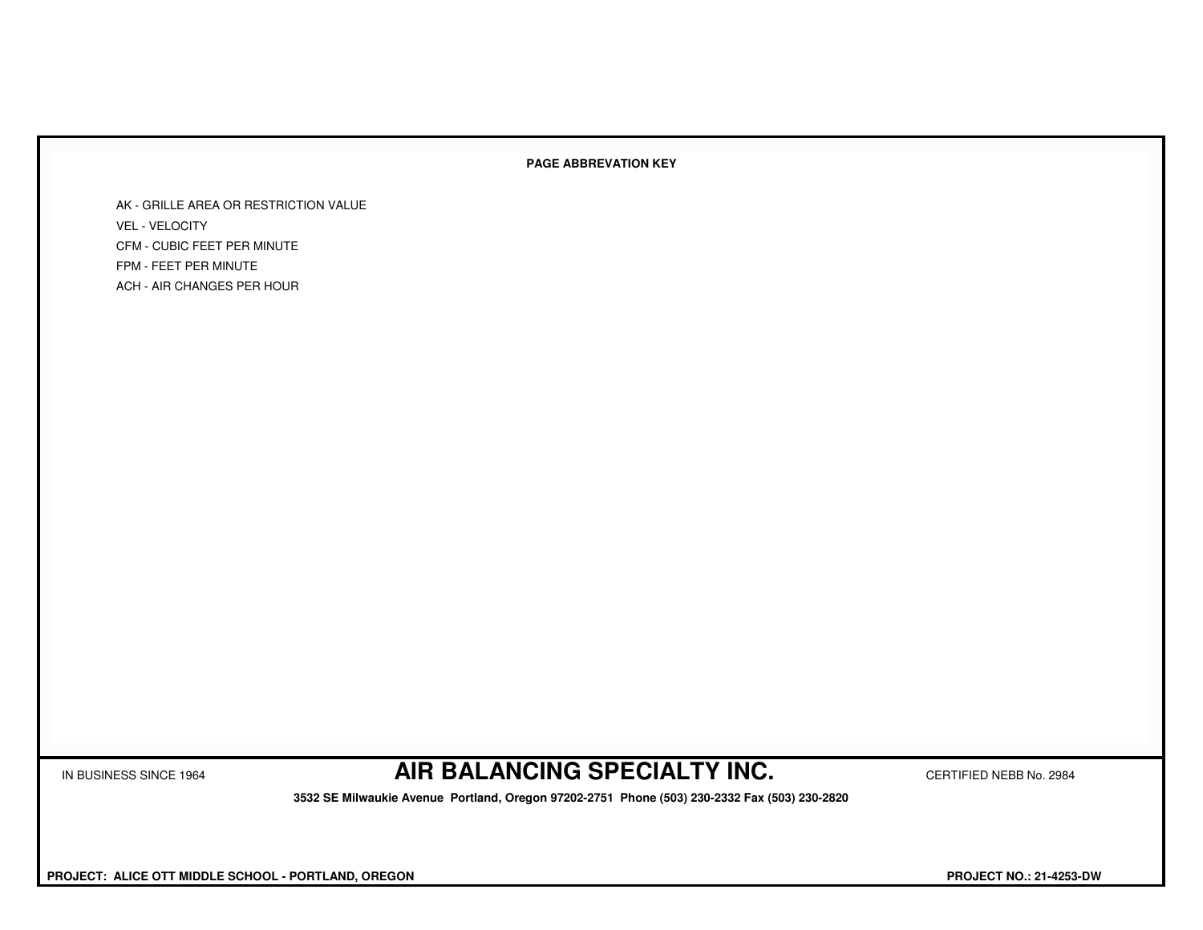**PAGE ABBREVATION KEY**

AK - GRILLE AREA OR RESTRICTION VALUE

VEL - VELOCITY

CFM - CUBIC FEET PER MINUTE

FPM - FEET PER MINUTE

ACH - AIR CHANGES PER HOUR

IN BUSINESS SINCE 1964

## AIR BALANCING SPECIALTY INC.

CERTIFIED NEBB No. 2984

**3532 SE Milwaukie Avenue Portland, Oregon 97202-2751 Phone (503) 230-2332 Fax (503) 230-2820**

**PROJECT: ALICE OTT MIDDLE SCHOOL - PORTLAND, OREGON**

**PROJECT NO.: 21-4253-DW**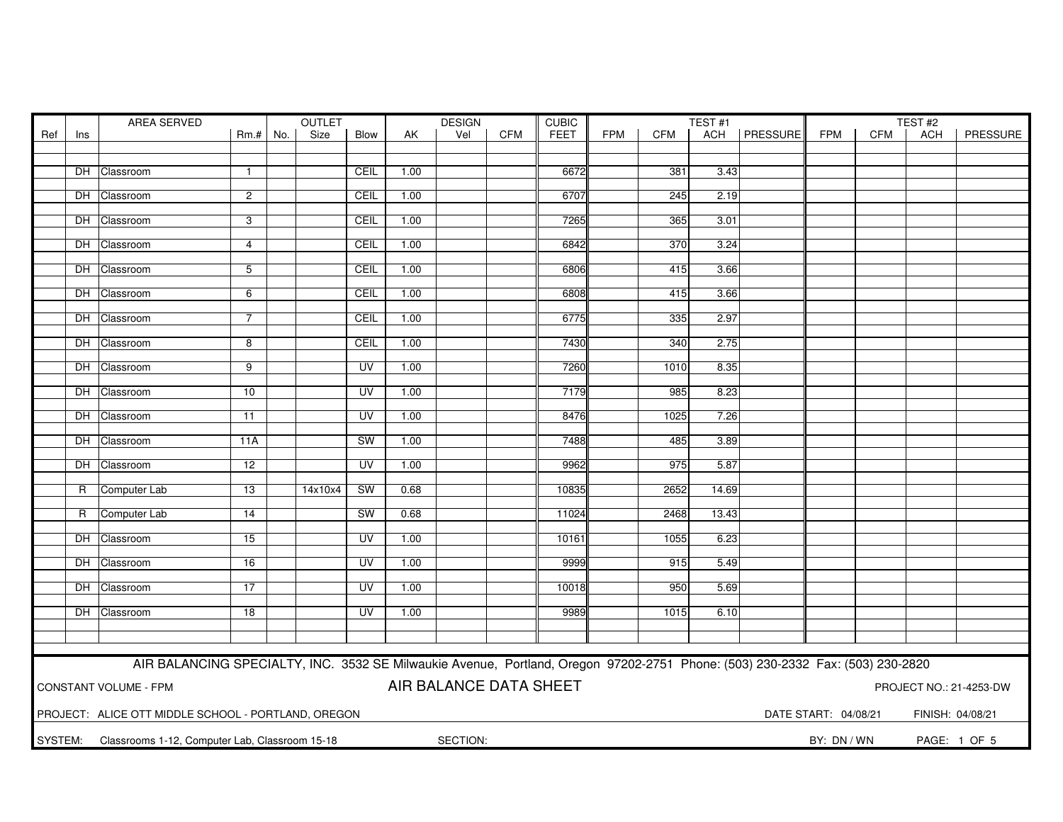| Ref | Ins | AREA SERVED | Rm.# | OUTLET No. | OUTLET Size | Blow | AK | DESIGN Vel | DESIGN CFM | CUBIC FEET | TEST #1 FPM | TEST #1 CFM | TEST #1 ACH | TEST #1 PRESSURE | TEST #2 FPM | TEST #2 CFM | TEST #2 ACH | TEST #2 PRESSURE |
|---|---|---|---|---|---|---|---|---|---|---|---|---|---|---|---|---|---|---|
| | DH | Classroom | 1 | | | CEIL | 1.00 | | | 6672 | | 381 | 3.43 | | | | | |
| | DH | Classroom | 2 | | | CEIL | 1.00 | | | 6707 | | 245 | 2.19 | | | | | |
| | DH | Classroom | 3 | | | CEIL | 1.00 | | | 7265 | | 365 | 3.01 | | | | | |
| | DH | Classroom | 4 | | | CEIL | 1.00 | | | 6842 | | 370 | 3.24 | | | | | |
| | DH | Classroom | 5 | | | CEIL | 1.00 | | | 6806 | | 415 | 3.66 | | | | | |
| | DH | Classroom | 6 | | | CEIL | 1.00 | | | 6808 | | 415 | 3.66 | | | | | |
| | DH | Classroom | 7 | | | CEIL | 1.00 | | | 6775 | | 335 | 2.97 | | | | | |
| | DH | Classroom | 8 | | | CEIL | 1.00 | | | 7430 | | 340 | 2.75 | | | | | |
| | DH | Classroom | 9 | | | UV | 1.00 | | | 7260 | | 1010 | 8.35 | | | | | |
| | DH | Classroom | 10 | | | UV | 1.00 | | | 7179 | | 985 | 8.23 | | | | | |
| | DH | Classroom | 11 | | | UV | 1.00 | | | 8476 | | 1025 | 7.26 | | | | | |
| | DH | Classroom | 11A | | | SW | 1.00 | | | 7488 | | 485 | 3.89 | | | | | |
| | DH | Classroom | 12 | | | UV | 1.00 | | | 9962 | | 975 | 5.87 | | | | | |
| | R | Computer Lab | 13 | | 14x10x4 | SW | 0.68 | | | 10835 | | 2652 | 14.69 | | | | | |
| | R | Computer Lab | 14 | | | SW | 0.68 | | | 11024 | | 2468 | 13.43 | | | | | |
| | DH | Classroom | 15 | | | UV | 1.00 | | | 10161 | | 1055 | 6.23 | | | | | |
| | DH | Classroom | 16 | | | UV | 1.00 | | | 9999 | | 915 | 5.49 | | | | | |
| | DH | Classroom | 17 | | | UV | 1.00 | | | 10018 | | 950 | 5.69 | | | | | |
| | DH | Classroom | 18 | | | UV | 1.00 | | | 9989 | | 1015 | 6.10 | | | | | |

AIR BALANCING SPECIALTY, INC. 3532 SE Milwaukie Avenue, Portland, Oregon 97202-2751 Phone: (503) 230-2332 Fax: (503) 230-2820

CONSTANT VOLUME - FPM

## AIR BALANCE DATA SHEET

PROJECT NO.: 21-4253-DW

PROJECT: ALICE OTT MIDDLE SCHOOL - PORTLAND, OREGON

DATE START: 04/08/21 FINISH: 04/08/21

SYSTEM: Classrooms 1-12, Computer Lab, Classroom 15-18

SECTION:

BY: DN / WN

PAGE: 1 OF 5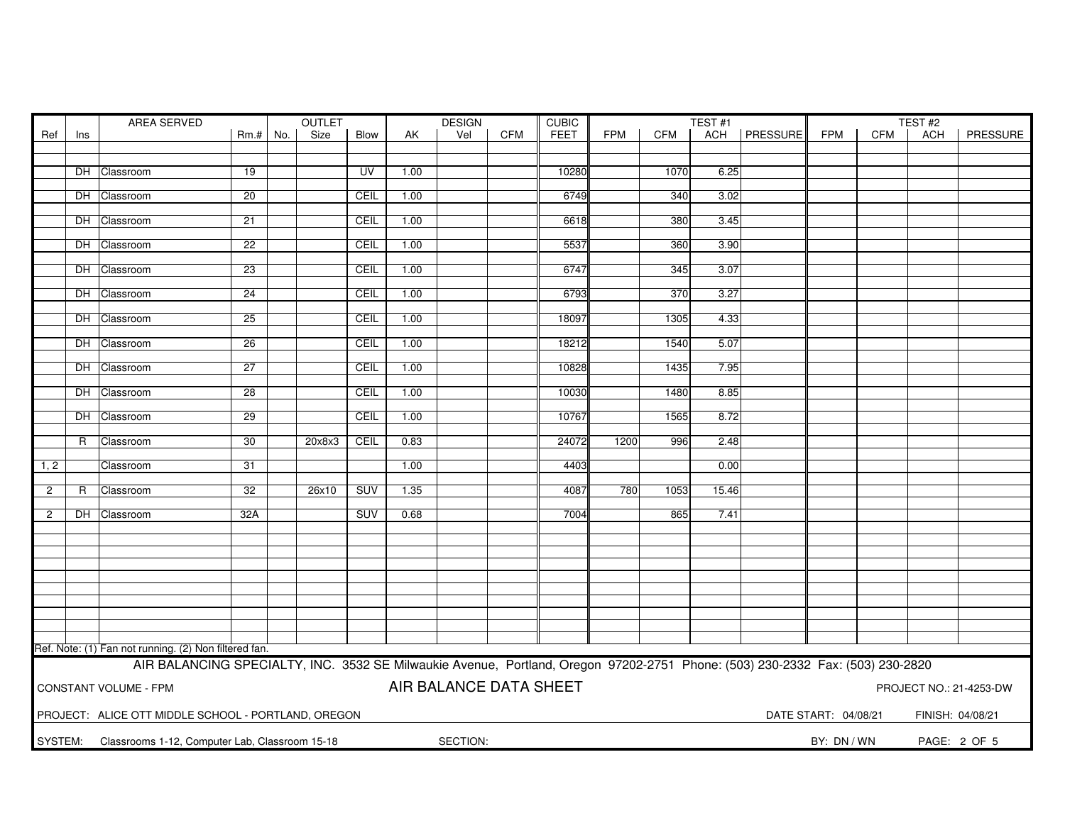| Ref | Ins | AREA SERVED | Rm.# | OUTLET No. | OUTLET Size | OUTLET Blow | DESIGN AK | DESIGN Vel | DESIGN CFM | CUBIC FEET | TEST #1 FPM | TEST #1 CFM | TEST #1 ACH | TEST #1 PRESSURE | TEST #2 FPM | TEST #2 CFM | TEST #2 ACH | TEST #2 PRESSURE |
|---|---|---|---|---|---|---|---|---|---|---|---|---|---|---|---|---|---|---|
| | DH | Classroom | 19 | | | UV | 1.00 | | | 10280 | | 1070 | 6.25 | | | | | |
| | DH | Classroom | 20 | | | CEIL | 1.00 | | | 6749 | | 340 | 3.02 | | | | | |
| | DH | Classroom | 21 | | | CEIL | 1.00 | | | 6618 | | 380 | 3.45 | | | | | |
| | DH | Classroom | 22 | | | CEIL | 1.00 | | | 5537 | | 360 | 3.90 | | | | | |
| | DH | Classroom | 23 | | | CEIL | 1.00 | | | 6747 | | 345 | 3.07 | | | | | |
| | DH | Classroom | 24 | | | CEIL | 1.00 | | | 6793 | | 370 | 3.27 | | | | | |
| | DH | Classroom | 25 | | | CEIL | 1.00 | | | 18097 | | 1305 | 4.33 | | | | | |
| | DH | Classroom | 26 | | | CEIL | 1.00 | | | 18212 | | 1540 | 5.07 | | | | | |
| | DH | Classroom | 27 | | | CEIL | 1.00 | | | 10828 | | 1435 | 7.95 | | | | | |
| | DH | Classroom | 28 | | | CEIL | 1.00 | | | 10030 | | 1480 | 8.85 | | | | | |
| | DH | Classroom | 29 | | | CEIL | 1.00 | | | 10767 | | 1565 | 8.72 | | | | | |
| | R | Classroom | 30 | | 20x8x3 | CEIL | 0.83 | | | 24072 | 1200 | 996 | 2.48 | | | | | |
| 1, 2 | | Classroom | 31 | | | | 1.00 | | | 4403 | | | 0.00 | | | | | |
| 2 | R | Classroom | 32 | | 26x10 | SUV | 1.35 | | | 4087 | 780 | 1053 | 15.46 | | | | | |
| 2 | DH | Classroom | 32A | | | SUV | 0.68 | | | 7004 | | 865 | 7.41 | | | | | |

Ref. Note: (1) Fan not running. (2) Non filtered fan.

AIR BALANCING SPECIALTY, INC. 3532 SE Milwaukie Avenue, Portland, Oregon 97202-2751 Phone: (503) 230-2332 Fax: (503) 230-2820

CONSTANT VOLUME - FPM

**AIR BALANCE DATA SHEET**

PROJECT NO.: 21-4253-DW

PROJECT: ALICE OTT MIDDLE SCHOOL - PORTLAND, OREGON

DATE START: 04/08/21 FINISH: 04/08/21

SYSTEM: Classrooms 1-12, Computer Lab, Classroom 15-18

SECTION:

BY: DN / WN

PAGE: 2 OF 5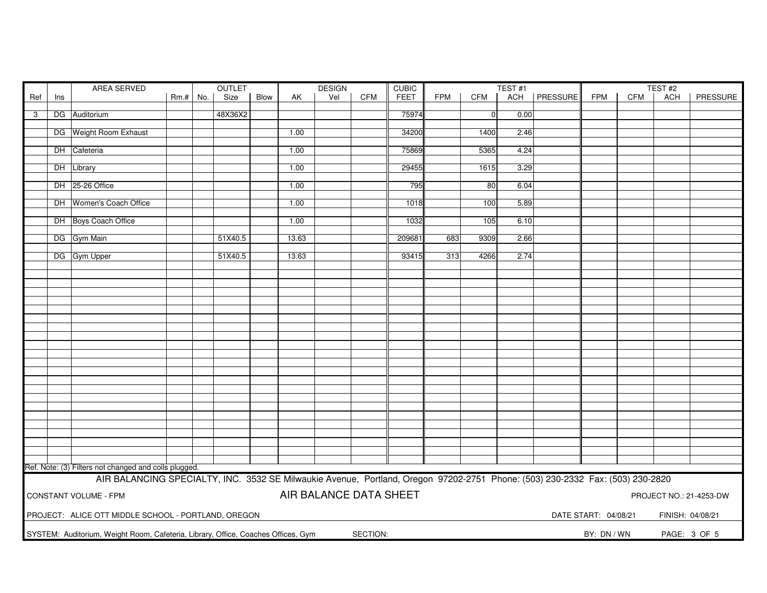| Ref | Ins | AREA SERVED | Rm.# | OUTLET No. | OUTLET Size | OUTLET Blow | DESIGN AK | DESIGN Vel | DESIGN CFM | CUBIC FEET | TEST #1 FPM | TEST #1 CFM | TEST #1 ACH | TEST #1 PRESSURE | TEST #2 FPM | TEST #2 CFM | TEST #2 ACH | TEST #2 PRESSURE |
|---|---|---|---|---|---|---|---|---|---|---|---|---|---|---|---|---|---|---|
| 3 | DG | Auditorium | | | 48X36X2 | | | | | 75974 | | 0 | 0.00 | | | | | |
| | DG | Weight Room Exhaust | | | | | 1.00 | | | 34200 | | 1400 | 2.46 | | | | | |
| | DH | Cafeteria | | | | | 1.00 | | | 75869 | | 5365 | 4.24 | | | | | |
| | DH | Library | | | | | 1.00 | | | 29455 | | 1615 | 3.29 | | | | | |
| | DH | 25-26 Office | | | | | 1.00 | | | 795 | | 80 | 6.04 | | | | | |
| | DH | Women's Coach Office | | | | | 1.00 | | | 1018 | | 100 | 5.89 | | | | | |
| | DH | Boys Coach Office | | | | | 1.00 | | | 1032 | | 105 | 6.10 | | | | | |
| | DG | Gym Main | | | 51X40.5 | | 13.63 | | | 209681 | 683 | 9309 | 2.66 | | | | | |
| | DG | Gym Upper | | | 51X40.5 | | 13.63 | | | 93415 | 313 | 4266 | 2.74 | | | | | |

Ref. Note: (3) Filters not changed and coils plugged.

AIR BALANCING SPECIALTY, INC. 3532 SE Milwaukie Avenue, Portland, Oregon 97202-2751 Phone: (503) 230-2332 Fax: (503) 230-2820

CONSTANT VOLUME - FPM

**AIR BALANCE DATA SHEET**

PROJECT NO.: 21-4253-DW

PROJECT: ALICE OTT MIDDLE SCHOOL - PORTLAND, OREGON

DATE START: 04/08/21 FINISH: 04/08/21

SYSTEM: Auditorium, Weight Room, Cafeteria, Library, Office, Coaches Offices, Gym SECTION:

BY: DN / WN PAGE: 3 OF 5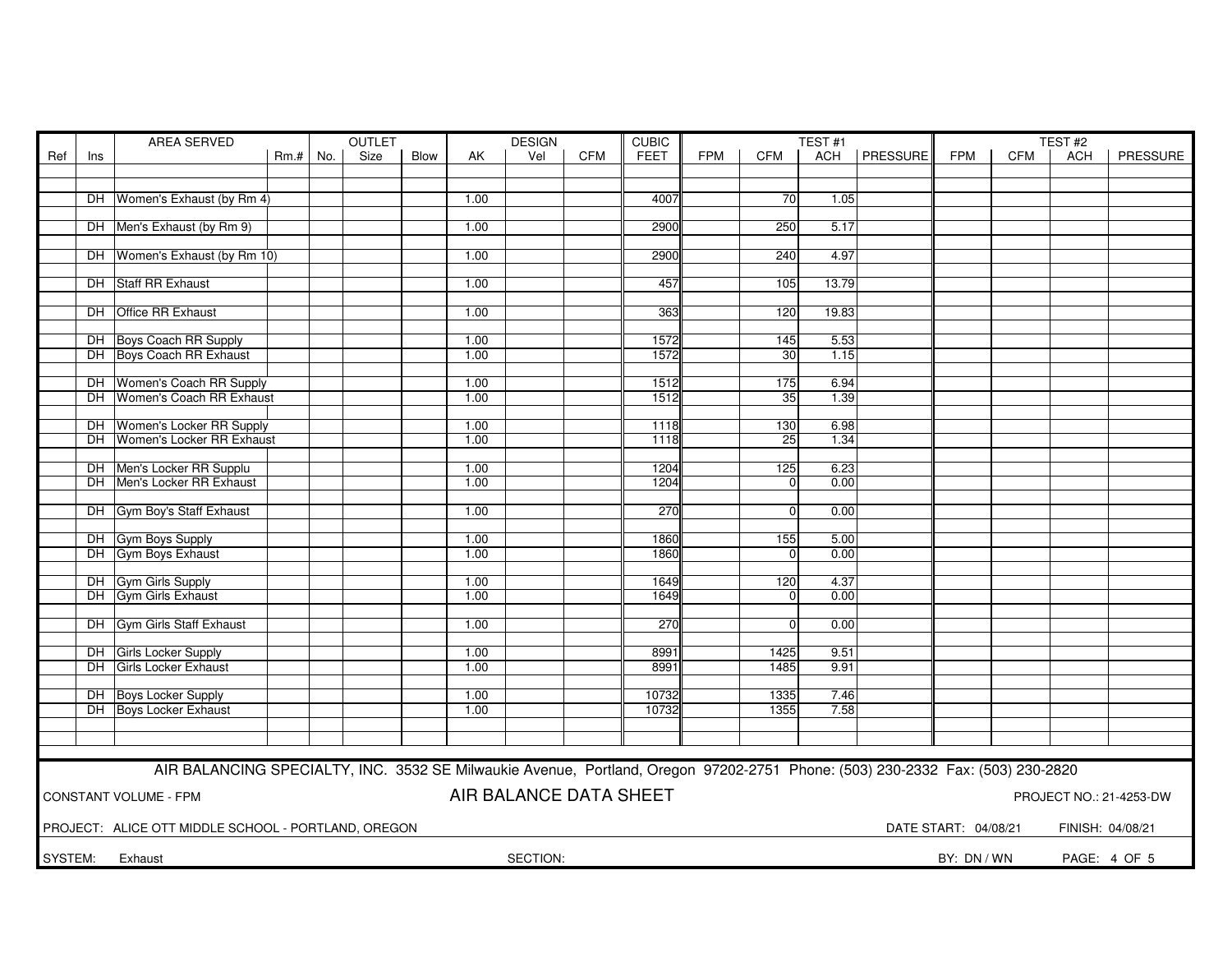| Ref | Ins | AREA SERVED | Rm.# | OUTLET No. | OUTLET Size | OUTLET Blow | DESIGN AK | DESIGN Vel | DESIGN CFM | CUBIC FEET | TEST #1 FPM | TEST #1 CFM | TEST #1 ACH | TEST #1 PRESSURE | TEST #2 FPM | TEST #2 CFM | TEST #2 ACH | TEST #2 PRESSURE |
|---|---|---|---|---|---|---|---|---|---|---|---|---|---|---|---|---|---|---|
| | DH | Women's Exhaust (by Rm 4) | | | | | 1.00 | | | 4007 | | 70 | 1.05 | | | | | |
| | DH | Men's Exhaust (by Rm 9) | | | | | 1.00 | | | 2900 | | 250 | 5.17 | | | | | |
| | DH | Women's Exhaust (by Rm 10) | | | | | 1.00 | | | 2900 | | 240 | 4.97 | | | | | |
| | DH | Staff RR Exhaust | | | | | 1.00 | | | 457 | | 105 | 13.79 | | | | | |
| | DH | Office RR Exhaust | | | | | 1.00 | | | 363 | | 120 | 19.83 | | | | | |
| | DH | Boys Coach RR Supply | | | | | 1.00 | | | 1572 | | 145 | 5.53 | | | | | |
| | DH | Boys Coach RR Exhaust | | | | | 1.00 | | | 1572 | | 30 | 1.15 | | | | | |
| | DH | Women's Coach RR Supply | | | | | 1.00 | | | 1512 | | 175 | 6.94 | | | | | |
| | DH | Women's Coach RR Exhaust | | | | | 1.00 | | | 1512 | | 35 | 1.39 | | | | | |
| | DH | Women's Locker RR Supply | | | | | 1.00 | | | 1118 | | 130 | 6.98 | | | | | |
| | DH | Women's Locker RR Exhaust | | | | | 1.00 | | | 1118 | | 25 | 1.34 | | | | | |
| | DH | Men's Locker RR Supplu | | | | | 1.00 | | | 1204 | | 125 | 6.23 | | | | | |
| | DH | Men's Locker RR Exhaust | | | | | 1.00 | | | 1204 | | 0 | 0.00 | | | | | |
| | DH | Gym Boy's Staff Exhaust | | | | | 1.00 | | | 270 | | 0 | 0.00 | | | | | |
| | DH | Gym Boys Supply | | | | | 1.00 | | | 1860 | | 155 | 5.00 | | | | | |
| | DH | Gym Boys Exhaust | | | | | 1.00 | | | 1860 | | 0 | 0.00 | | | | | |
| | DH | Gym Girls Supply | | | | | 1.00 | | | 1649 | | 120 | 4.37 | | | | | |
| | DH | Gym Girls Exhaust | | | | | 1.00 | | | 1649 | | 0 | 0.00 | | | | | |
| | DH | Gym Girls Staff Exhaust | | | | | 1.00 | | | 270 | | 0 | 0.00 | | | | | |
| | DH | Girls Locker Supply | | | | | 1.00 | | | 8991 | | 1425 | 9.51 | | | | | |
| | DH | Girls Locker Exhaust | | | | | 1.00 | | | 8991 | | 1485 | 9.91 | | | | | |
| | DH | Boys Locker Supply | | | | | 1.00 | | | 10732 | | 1335 | 7.46 | | | | | |
| | DH | Boys Locker Exhaust | | | | | 1.00 | | | 10732 | | 1355 | 7.58 | | | | | |

AIR BALANCING SPECIALTY, INC. 3532 SE Milwaukie Avenue, Portland, Oregon 97202-2751 Phone: (503) 230-2332 Fax: (503) 230-2820

CONSTANT VOLUME - FPM

## AIR BALANCE DATA SHEET

PROJECT NO.: 21-4253-DW

PROJECT: ALICE OTT MIDDLE SCHOOL - PORTLAND, OREGON

DATE START: 04/08/21 FINISH: 04/08/21

SYSTEM: Exhaust SECTION: BY: DN / WN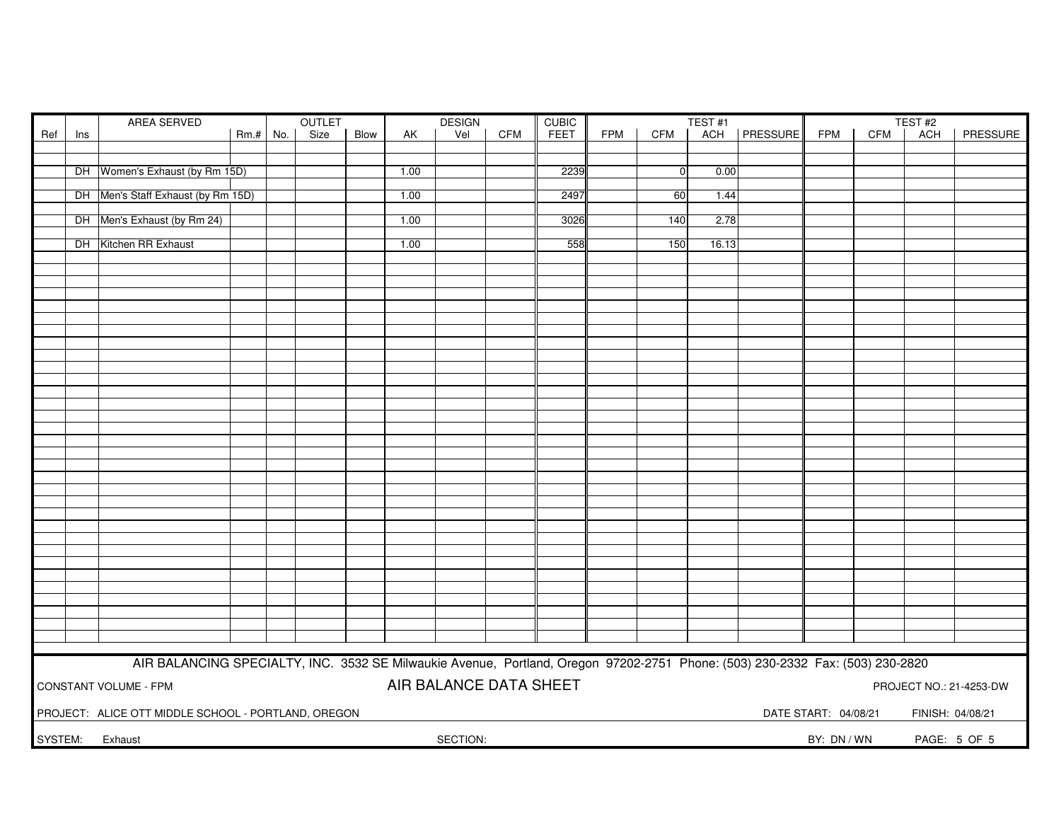| Ref | Ins | AREA SERVED | Rm.# | OUTLET No. | OUTLET Size | OUTLET Blow | DESIGN AK | DESIGN Vel | DESIGN CFM | CUBIC FEET | TEST #1 FPM | TEST #1 CFM | TEST #1 ACH | TEST #1 PRESSURE | TEST #2 FPM | TEST #2 CFM | TEST #2 ACH | TEST #2 PRESSURE |
|---|---|---|---|---|---|---|---|---|---|---|---|---|---|---|---|---|---|---|
| | DH | Women's Exhaust (by Rm 15D) | | | | | 1.00 | | | 2239 | | 0 | 0.00 | | | | | |
| | DH | Men's Staff Exhaust (by Rm 15D) | | | | | 1.00 | | | 2497 | | 60 | 1.44 | | | | | |
| | DH | Men's Exhaust (by Rm 24) | | | | | 1.00 | | | 3026 | | 140 | 2.78 | | | | | |
| | DH | Kitchen RR Exhaust | | | | | 1.00 | | | 558 | | 150 | 16.13 | | | | | |

AIR BALANCING SPECIALTY, INC. 3532 SE Milwaukie Avenue, Portland, Oregon 97202-2751 Phone: (503) 230-2332 Fax: (503) 230-2820

CONSTANT VOLUME - FPM

AIR BALANCE DATA SHEET

PROJECT NO.: 21-4253-DW

PROJECT: ALICE OTT MIDDLE SCHOOL - PORTLAND, OREGON

DATE START: 04/08/21 FINISH: 04/08/21

SYSTEM: Exhaust

SECTION:

BY: DN / WN